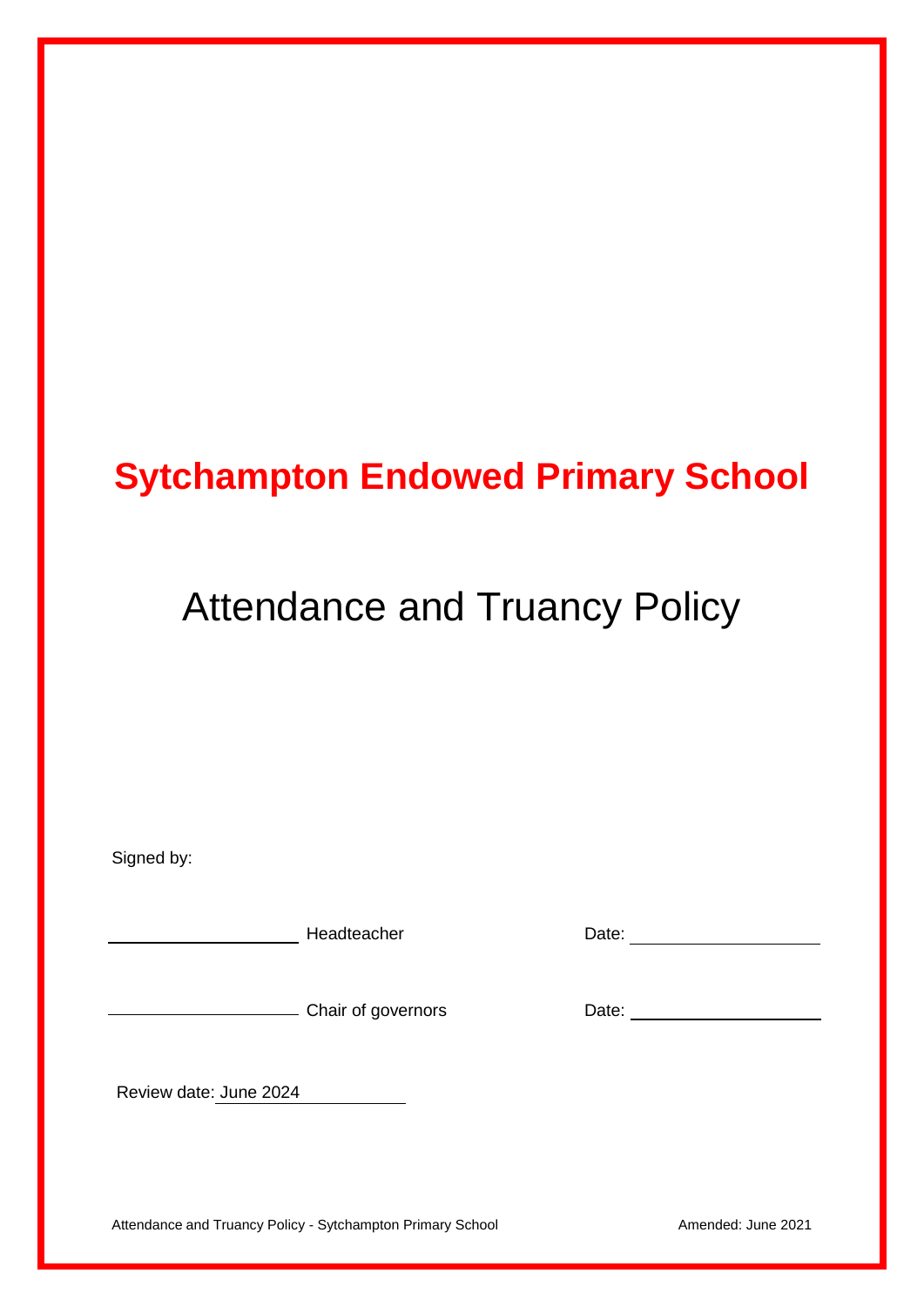# Sytchampton Endowed Primary School

## Attendance and Truancy Policy

Signed by:

\_\_\_\_\_\_\_\_\_\_\_\_\_\_\_\_\_\_\_\_ Headteacher Date: \_\_\_\_\_\_\_\_\_\_\_\_\_\_\_\_\_\_\_\_

\_\_\_\_\_\_\_\_\_\_\_\_\_\_\_\_\_\_\_\_ Chair of governors Date: \_\_\_\_\_\_\_\_\_\_\_\_\_\_\_\_\_\_\_\_

Review date: June 2024

Amended: June 2021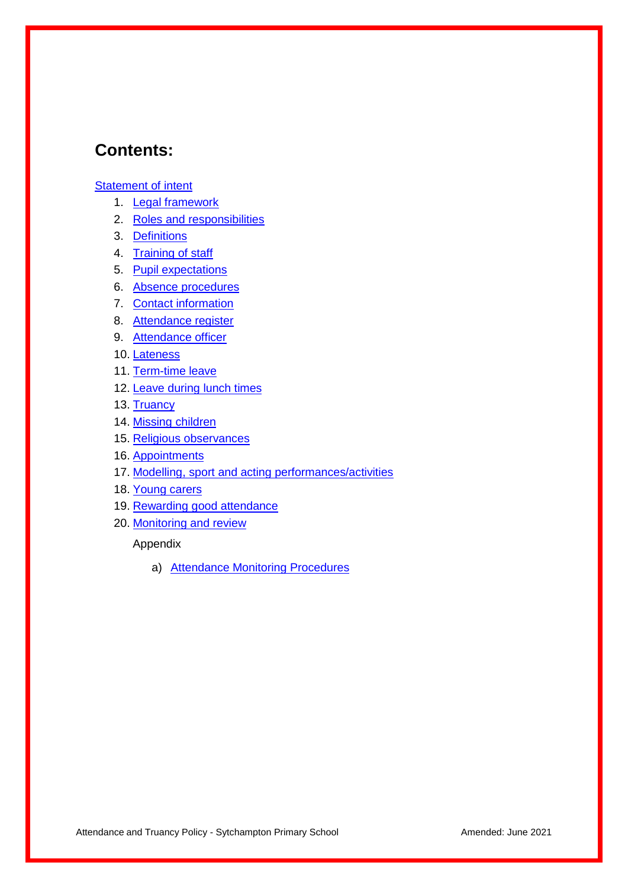## Contents:

Statement of intent

1. Legal framework
2. Roles and responsibilities
3. Definitions
4. Training of staff
5. Pupil expectations
6. Absence procedures
7. Contact information
8. Attendance register
9. Attendance officer
10. Lateness
11. Term-time leave
12. Leave during lunch times
13. Truancy
14. Missing children
15. Religious observances
16. Appointments
17. Modelling, sport and acting performances/activities
18. Young carers
19. Rewarding good attendance
20. Monitoring and review

Appendix

a) Attendance Monitoring Procedures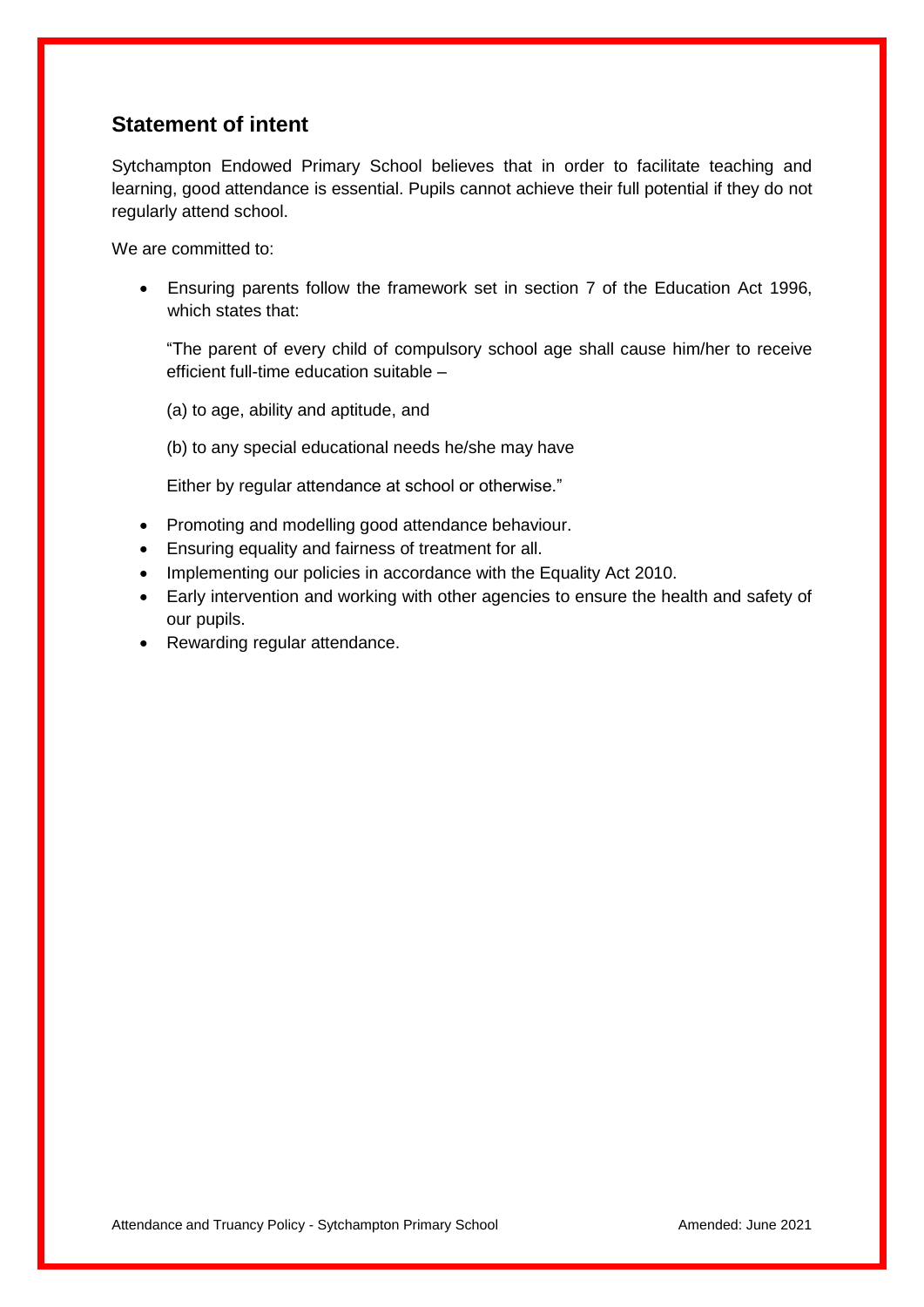## Statement of intent

Sytchampton Endowed Primary School believes that in order to facilitate teaching and learning, good attendance is essential. Pupils cannot achieve their full potential if they do not regularly attend school.

We are committed to:

- Ensuring parents follow the framework set in section 7 of the Education Act 1996, which states that:

  "The parent of every child of compulsory school age shall cause him/her to receive efficient full-time education suitable –

  (a) to age, ability and aptitude, and

  (b) to any special educational needs he/she may have

  Either by regular attendance at school or otherwise."

- Promoting and modelling good attendance behaviour.
- Ensuring equality and fairness of treatment for all.
- Implementing our policies in accordance with the Equality Act 2010.
- Early intervention and working with other agencies to ensure the health and safety of our pupils.
- Rewarding regular attendance.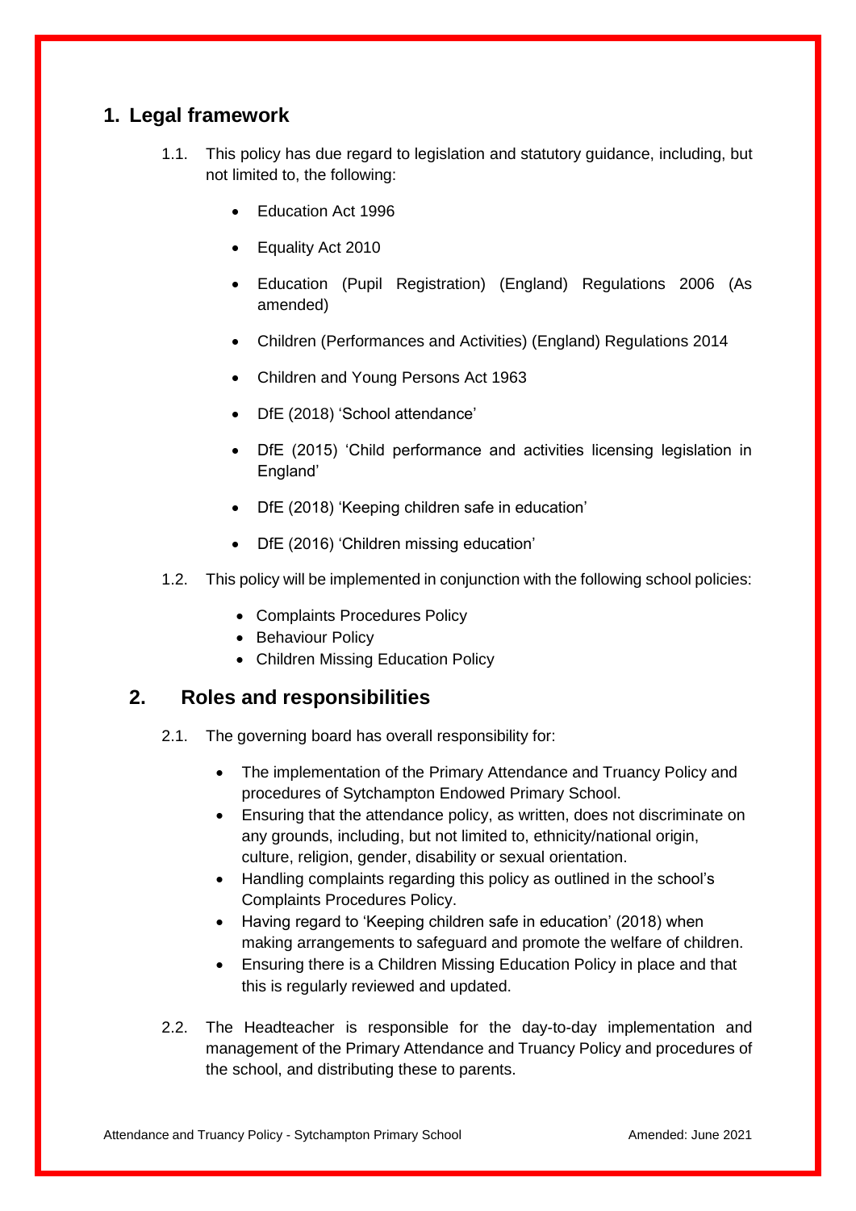## 1. Legal framework

1.1. This policy has due regard to legislation and statutory guidance, including, but not limited to, the following:

- Education Act 1996
- Equality Act 2010
- Education (Pupil Registration) (England) Regulations 2006 (As amended)
- Children (Performances and Activities) (England) Regulations 2014
- Children and Young Persons Act 1963
- DfE (2018) 'School attendance'
- DfE (2015) 'Child performance and activities licensing legislation in England'
- DfE (2018) 'Keeping children safe in education'
- DfE (2016) 'Children missing education'

1.2. This policy will be implemented in conjunction with the following school policies:

- Complaints Procedures Policy
- Behaviour Policy
- Children Missing Education Policy

## 2. Roles and responsibilities

2.1. The governing board has overall responsibility for:

- The implementation of the Primary Attendance and Truancy Policy and procedures of Sytchampton Endowed Primary School.
- Ensuring that the attendance policy, as written, does not discriminate on any grounds, including, but not limited to, ethnicity/national origin, culture, religion, gender, disability or sexual orientation.
- Handling complaints regarding this policy as outlined in the school's Complaints Procedures Policy.
- Having regard to 'Keeping children safe in education' (2018) when making arrangements to safeguard and promote the welfare of children.
- Ensuring there is a Children Missing Education Policy in place and that this is regularly reviewed and updated.

2.2. The Headteacher is responsible for the day-to-day implementation and management of the Primary Attendance and Truancy Policy and procedures of the school, and distributing these to parents.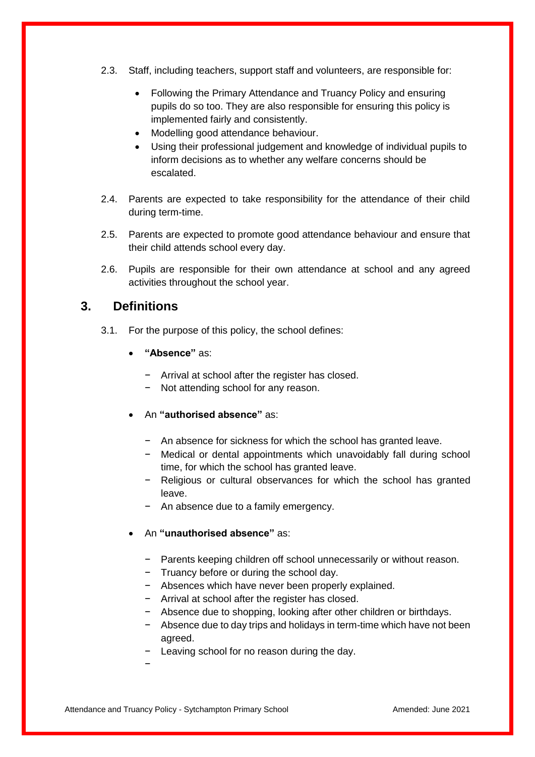2.3. Staff, including teachers, support staff and volunteers, are responsible for:

- Following the Primary Attendance and Truancy Policy and ensuring pupils do so too. They are also responsible for ensuring this policy is implemented fairly and consistently.
- Modelling good attendance behaviour.
- Using their professional judgement and knowledge of individual pupils to inform decisions as to whether any welfare concerns should be escalated.

2.4. Parents are expected to take responsibility for the attendance of their child during term-time.

2.5. Parents are expected to promote good attendance behaviour and ensure that their child attends school every day.

2.6. Pupils are responsible for their own attendance at school and any agreed activities throughout the school year.

## 3. Definitions

3.1. For the purpose of this policy, the school defines:

- **"Absence"** as:
  - Arrival at school after the register has closed.
  - Not attending school for any reason.

- An **"authorised absence"** as:
  - An absence for sickness for which the school has granted leave.
  - Medical or dental appointments which unavoidably fall during school time, for which the school has granted leave.
  - Religious or cultural observances for which the school has granted leave.
  - An absence due to a family emergency.

- An **"unauthorised absence"** as:
  - Parents keeping children off school unnecessarily or without reason.
  - Truancy before or during the school day.
  - Absences which have never been properly explained.
  - Arrival at school after the register has closed.
  - Absence due to shopping, looking after other children or birthdays.
  - Absence due to day trips and holidays in term-time which have not been agreed.
  - Leaving school for no reason during the day.
  -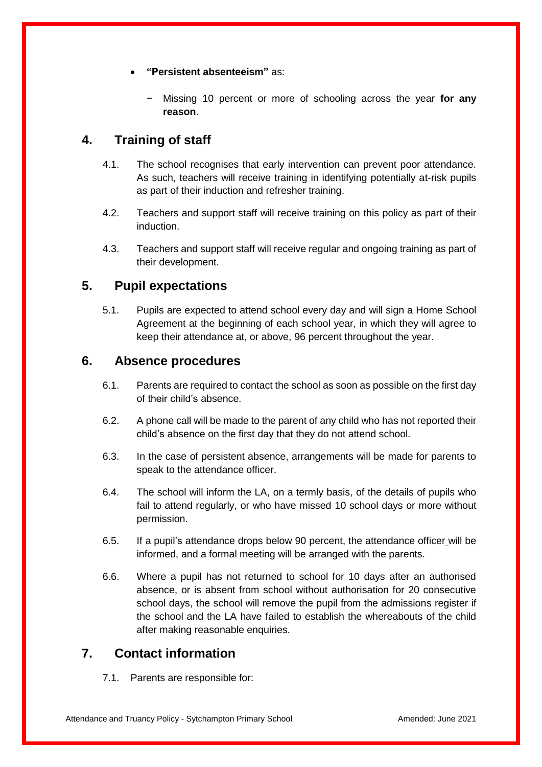- **"Persistent absenteeism"** as:
  - Missing 10 percent or more of schooling across the year **for any reason**.

## 4. Training of staff

4.1. The school recognises that early intervention can prevent poor attendance. As such, teachers will receive training in identifying potentially at-risk pupils as part of their induction and refresher training.

4.2. Teachers and support staff will receive training on this policy as part of their induction.

4.3. Teachers and support staff will receive regular and ongoing training as part of their development.

## 5. Pupil expectations

5.1. Pupils are expected to attend school every day and will sign a Home School Agreement at the beginning of each school year, in which they will agree to keep their attendance at, or above, 96 percent throughout the year.

## 6. Absence procedures

6.1. Parents are required to contact the school as soon as possible on the first day of their child's absence.

6.2. A phone call will be made to the parent of any child who has not reported their child's absence on the first day that they do not attend school.

6.3. In the case of persistent absence, arrangements will be made for parents to speak to the attendance officer.

6.4. The school will inform the LA, on a termly basis, of the details of pupils who fail to attend regularly, or who have missed 10 school days or more without permission.

6.5. If a pupil's attendance drops below 90 percent, the attendance officer will be informed, and a formal meeting will be arranged with the parents.

6.6. Where a pupil has not returned to school for 10 days after an authorised absence, or is absent from school without authorisation for 20 consecutive school days, the school will remove the pupil from the admissions register if the school and the LA have failed to establish the whereabouts of the child after making reasonable enquiries.

## 7. Contact information

7.1. Parents are responsible for: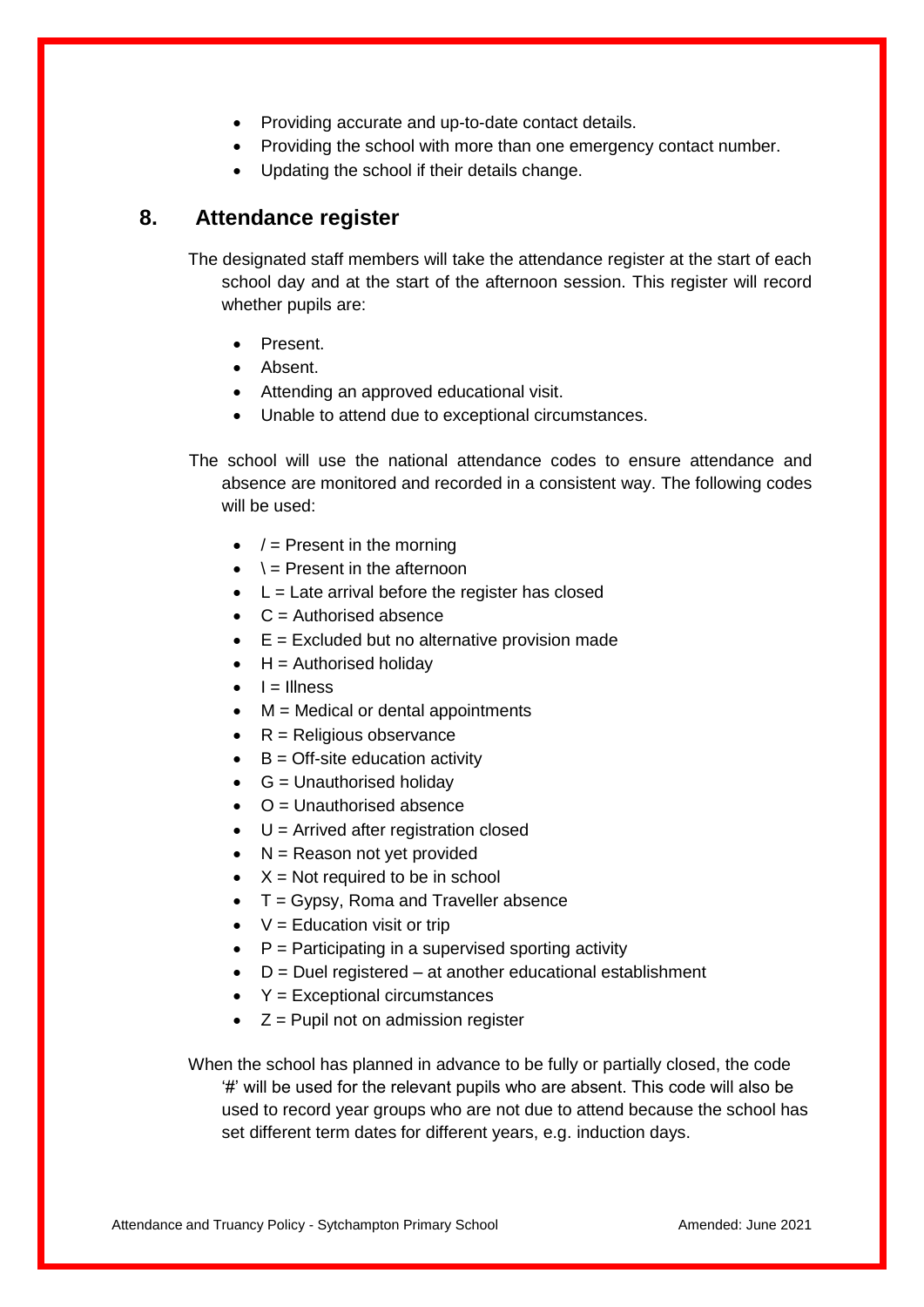- Providing accurate and up-to-date contact details.
- Providing the school with more than one emergency contact number.
- Updating the school if their details change.

## 8. Attendance register

The designated staff members will take the attendance register at the start of each school day and at the start of the afternoon session. This register will record whether pupils are:

- Present.
- Absent.
- Attending an approved educational visit.
- Unable to attend due to exceptional circumstances.

The school will use the national attendance codes to ensure attendance and absence are monitored and recorded in a consistent way. The following codes will be used:

- / = Present in the morning
- \ = Present in the afternoon
- L = Late arrival before the register has closed
- C = Authorised absence
- E = Excluded but no alternative provision made
- H = Authorised holiday
- I = Illness
- M = Medical or dental appointments
- R = Religious observance
- B = Off-site education activity
- G = Unauthorised holiday
- O = Unauthorised absence
- U = Arrived after registration closed
- N = Reason not yet provided
- X = Not required to be in school
- T = Gypsy, Roma and Traveller absence
- V = Education visit or trip
- P = Participating in a supervised sporting activity
- D = Duel registered – at another educational establishment
- Y = Exceptional circumstances
- Z = Pupil not on admission register

When the school has planned in advance to be fully or partially closed, the code '#' will be used for the relevant pupils who are absent. This code will also be used to record year groups who are not due to attend because the school has set different term dates for different years, e.g. induction days.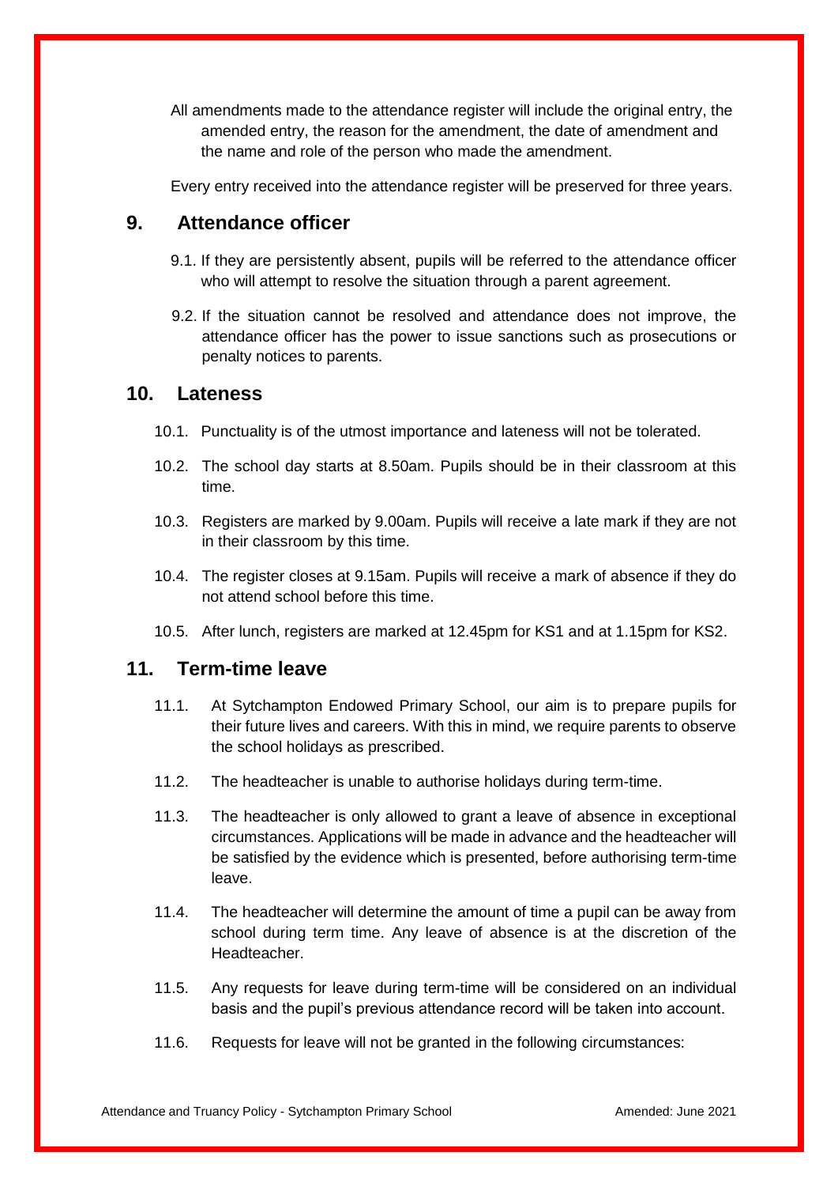All amendments made to the attendance register will include the original entry, the amended entry, the reason for the amendment, the date of amendment and the name and role of the person who made the amendment.

Every entry received into the attendance register will be preserved for three years.

## 9. Attendance officer

9.1. If they are persistently absent, pupils will be referred to the attendance officer who will attempt to resolve the situation through a parent agreement.

9.2. If the situation cannot be resolved and attendance does not improve, the attendance officer has the power to issue sanctions such as prosecutions or penalty notices to parents.

## 10. Lateness

10.1. Punctuality is of the utmost importance and lateness will not be tolerated.

10.2. The school day starts at 8.50am. Pupils should be in their classroom at this time.

10.3. Registers are marked by 9.00am. Pupils will receive a late mark if they are not in their classroom by this time.

10.4. The register closes at 9.15am. Pupils will receive a mark of absence if they do not attend school before this time.

10.5. After lunch, registers are marked at 12.45pm for KS1 and at 1.15pm for KS2.

## 11. Term-time leave

11.1. At Sytchampton Endowed Primary School, our aim is to prepare pupils for their future lives and careers. With this in mind, we require parents to observe the school holidays as prescribed.

11.2. The headteacher is unable to authorise holidays during term-time.

11.3. The headteacher is only allowed to grant a leave of absence in exceptional circumstances. Applications will be made in advance and the headteacher will be satisfied by the evidence which is presented, before authorising term-time leave.

11.4. The headteacher will determine the amount of time a pupil can be away from school during term time. Any leave of absence is at the discretion of the Headteacher.

11.5. Any requests for leave during term-time will be considered on an individual basis and the pupil's previous attendance record will be taken into account.

11.6. Requests for leave will not be granted in the following circumstances: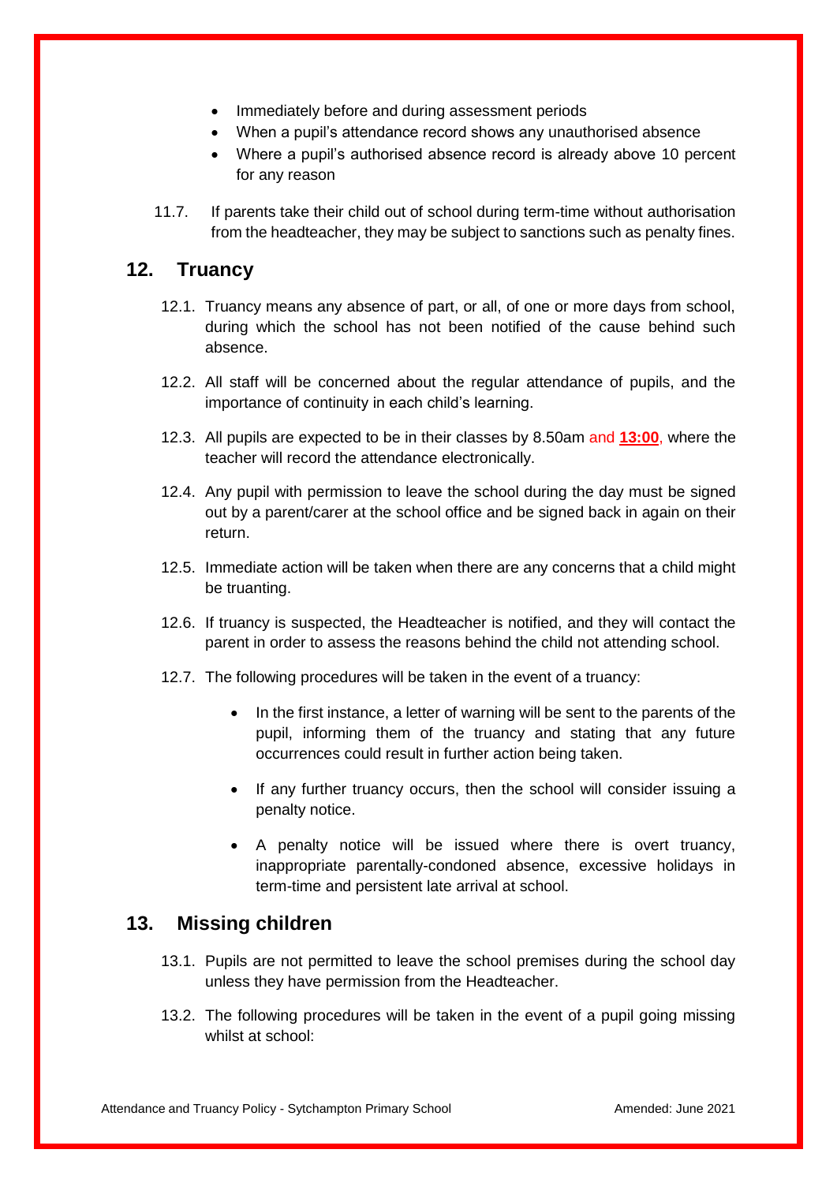- Immediately before and during assessment periods
- When a pupil's attendance record shows any unauthorised absence
- Where a pupil's authorised absence record is already above 10 percent for any reason

11.7. If parents take their child out of school during term-time without authorisation from the headteacher, they may be subject to sanctions such as penalty fines.

## 12. Truancy

12.1. Truancy means any absence of part, or all, of one or more days from school, during which the school has not been notified of the cause behind such absence.

12.2. All staff will be concerned about the regular attendance of pupils, and the importance of continuity in each child's learning.

12.3. All pupils are expected to be in their classes by 8.50am and **13:00**, where the teacher will record the attendance electronically.

12.4. Any pupil with permission to leave the school during the day must be signed out by a parent/carer at the school office and be signed back in again on their return.

12.5. Immediate action will be taken when there are any concerns that a child might be truanting.

12.6. If truancy is suspected, the Headteacher is notified, and they will contact the parent in order to assess the reasons behind the child not attending school.

12.7. The following procedures will be taken in the event of a truancy:

- In the first instance, a letter of warning will be sent to the parents of the pupil, informing them of the truancy and stating that any future occurrences could result in further action being taken.
- If any further truancy occurs, then the school will consider issuing a penalty notice.
- A penalty notice will be issued where there is overt truancy, inappropriate parentally-condoned absence, excessive holidays in term-time and persistent late arrival at school.

## 13. Missing children

13.1. Pupils are not permitted to leave the school premises during the school day unless they have permission from the Headteacher.

13.2. The following procedures will be taken in the event of a pupil going missing whilst at school: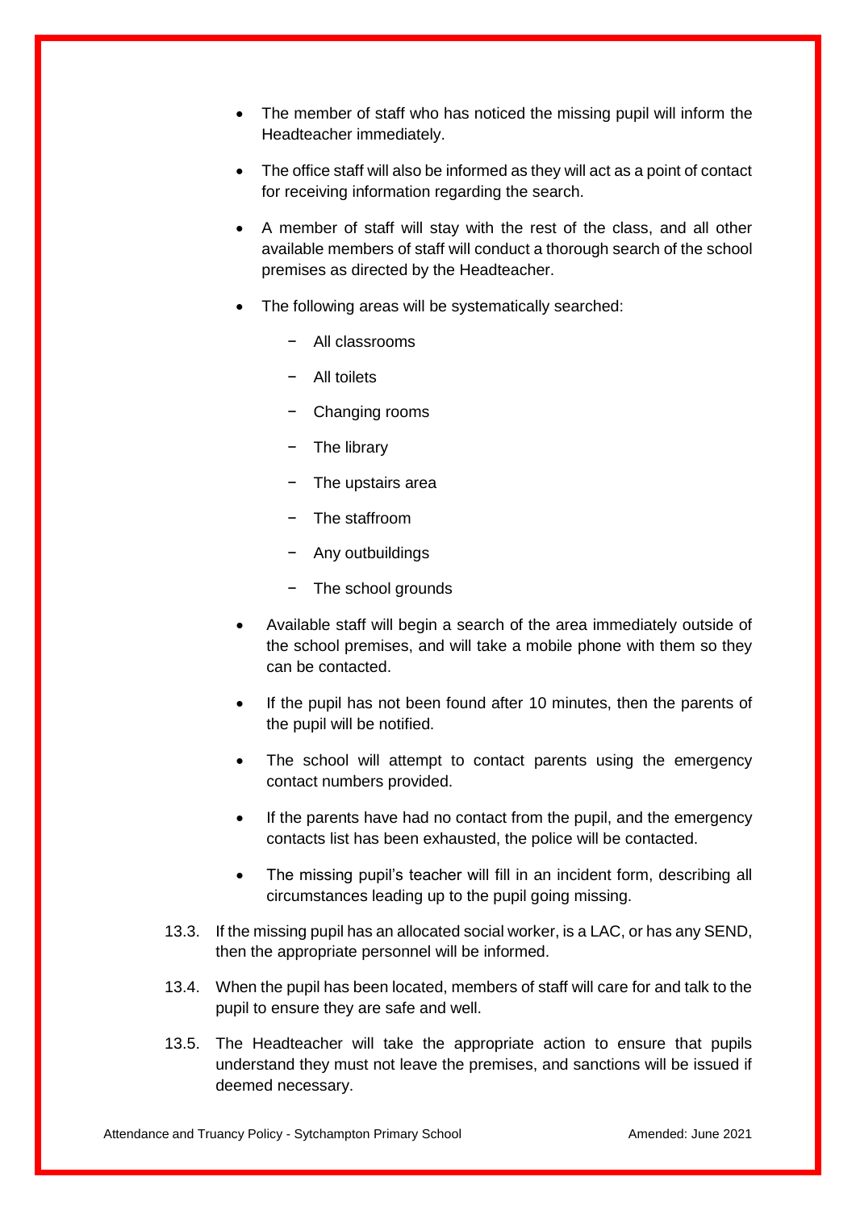- The member of staff who has noticed the missing pupil will inform the Headteacher immediately.
- The office staff will also be informed as they will act as a point of contact for receiving information regarding the search.
- A member of staff will stay with the rest of the class, and all other available members of staff will conduct a thorough search of the school premises as directed by the Headteacher.
- The following areas will be systematically searched:
  - All classrooms
  - All toilets
  - Changing rooms
  - The library
  - The upstairs area
  - The staffroom
  - Any outbuildings
  - The school grounds
- Available staff will begin a search of the area immediately outside of the school premises, and will take a mobile phone with them so they can be contacted.
- If the pupil has not been found after 10 minutes, then the parents of the pupil will be notified.
- The school will attempt to contact parents using the emergency contact numbers provided.
- If the parents have had no contact from the pupil, and the emergency contacts list has been exhausted, the police will be contacted.
- The missing pupil's teacher will fill in an incident form, describing all circumstances leading up to the pupil going missing.

13.3. If the missing pupil has an allocated social worker, is a LAC, or has any SEND, then the appropriate personnel will be informed.

13.4. When the pupil has been located, members of staff will care for and talk to the pupil to ensure they are safe and well.

13.5. The Headteacher will take the appropriate action to ensure that pupils understand they must not leave the premises, and sanctions will be issued if deemed necessary.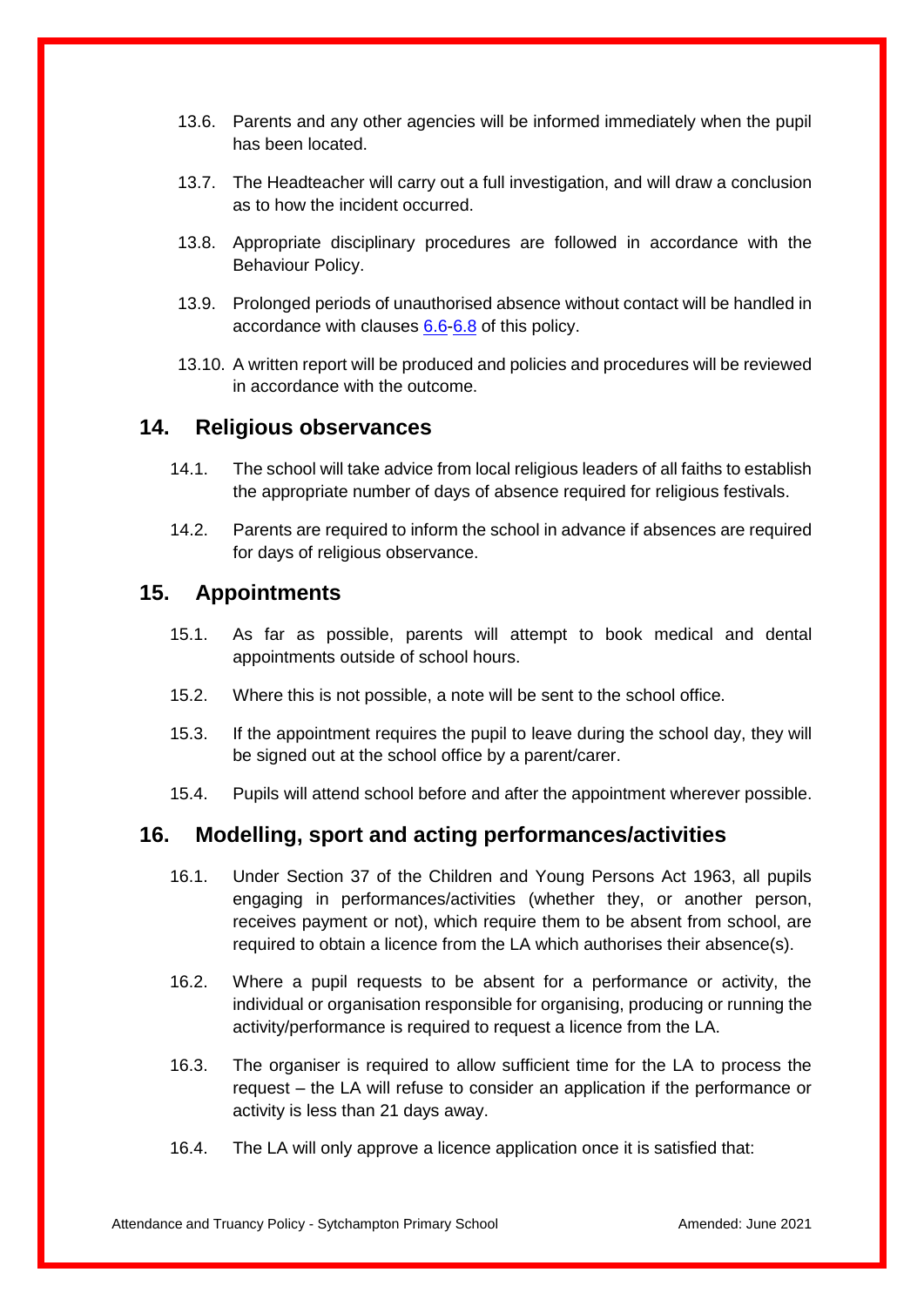13.6. Parents and any other agencies will be informed immediately when the pupil has been located.

13.7. The Headteacher will carry out a full investigation, and will draw a conclusion as to how the incident occurred.

13.8. Appropriate disciplinary procedures are followed in accordance with the Behaviour Policy.

13.9. Prolonged periods of unauthorised absence without contact will be handled in accordance with clauses 6.6-6.8 of this policy.

13.10. A written report will be produced and policies and procedures will be reviewed in accordance with the outcome.

## 14. Religious observances

14.1. The school will take advice from local religious leaders of all faiths to establish the appropriate number of days of absence required for religious festivals.

14.2. Parents are required to inform the school in advance if absences are required for days of religious observance.

## 15. Appointments

15.1. As far as possible, parents will attempt to book medical and dental appointments outside of school hours.

15.2. Where this is not possible, a note will be sent to the school office.

15.3. If the appointment requires the pupil to leave during the school day, they will be signed out at the school office by a parent/carer.

15.4. Pupils will attend school before and after the appointment wherever possible.

## 16. Modelling, sport and acting performances/activities

16.1. Under Section 37 of the Children and Young Persons Act 1963, all pupils engaging in performances/activities (whether they, or another person, receives payment or not), which require them to be absent from school, are required to obtain a licence from the LA which authorises their absence(s).

16.2. Where a pupil requests to be absent for a performance or activity, the individual or organisation responsible for organising, producing or running the activity/performance is required to request a licence from the LA.

16.3. The organiser is required to allow sufficient time for the LA to process the request – the LA will refuse to consider an application if the performance or activity is less than 21 days away.

16.4. The LA will only approve a licence application once it is satisfied that: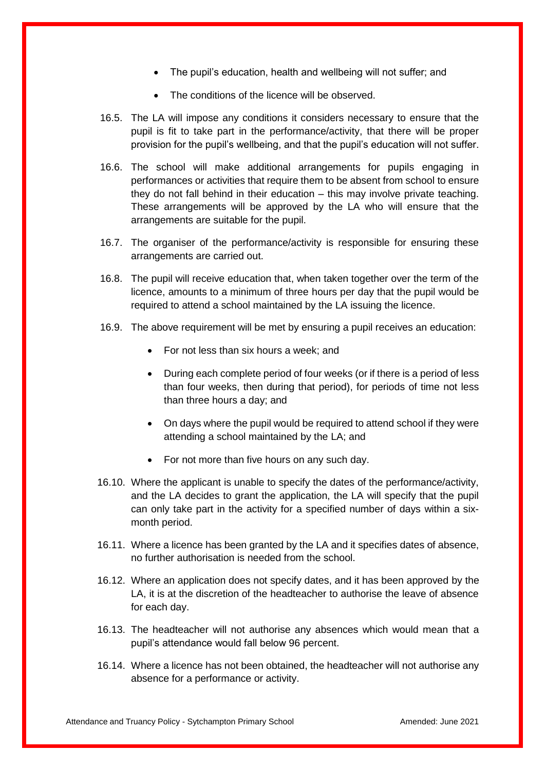- The pupil's education, health and wellbeing will not suffer; and
- The conditions of the licence will be observed.

16.5. The LA will impose any conditions it considers necessary to ensure that the pupil is fit to take part in the performance/activity, that there will be proper provision for the pupil's wellbeing, and that the pupil's education will not suffer.

16.6. The school will make additional arrangements for pupils engaging in performances or activities that require them to be absent from school to ensure they do not fall behind in their education – this may involve private teaching. These arrangements will be approved by the LA who will ensure that the arrangements are suitable for the pupil.

16.7. The organiser of the performance/activity is responsible for ensuring these arrangements are carried out.

16.8. The pupil will receive education that, when taken together over the term of the licence, amounts to a minimum of three hours per day that the pupil would be required to attend a school maintained by the LA issuing the licence.

16.9. The above requirement will be met by ensuring a pupil receives an education:

- For not less than six hours a week; and
- During each complete period of four weeks (or if there is a period of less than four weeks, then during that period), for periods of time not less than three hours a day; and
- On days where the pupil would be required to attend school if they were attending a school maintained by the LA; and
- For not more than five hours on any such day.

16.10. Where the applicant is unable to specify the dates of the performance/activity, and the LA decides to grant the application, the LA will specify that the pupil can only take part in the activity for a specified number of days within a six-month period.

16.11. Where a licence has been granted by the LA and it specifies dates of absence, no further authorisation is needed from the school.

16.12. Where an application does not specify dates, and it has been approved by the LA, it is at the discretion of the headteacher to authorise the leave of absence for each day.

16.13. The headteacher will not authorise any absences which would mean that a pupil's attendance would fall below 96 percent.

16.14. Where a licence has not been obtained, the headteacher will not authorise any absence for a performance or activity.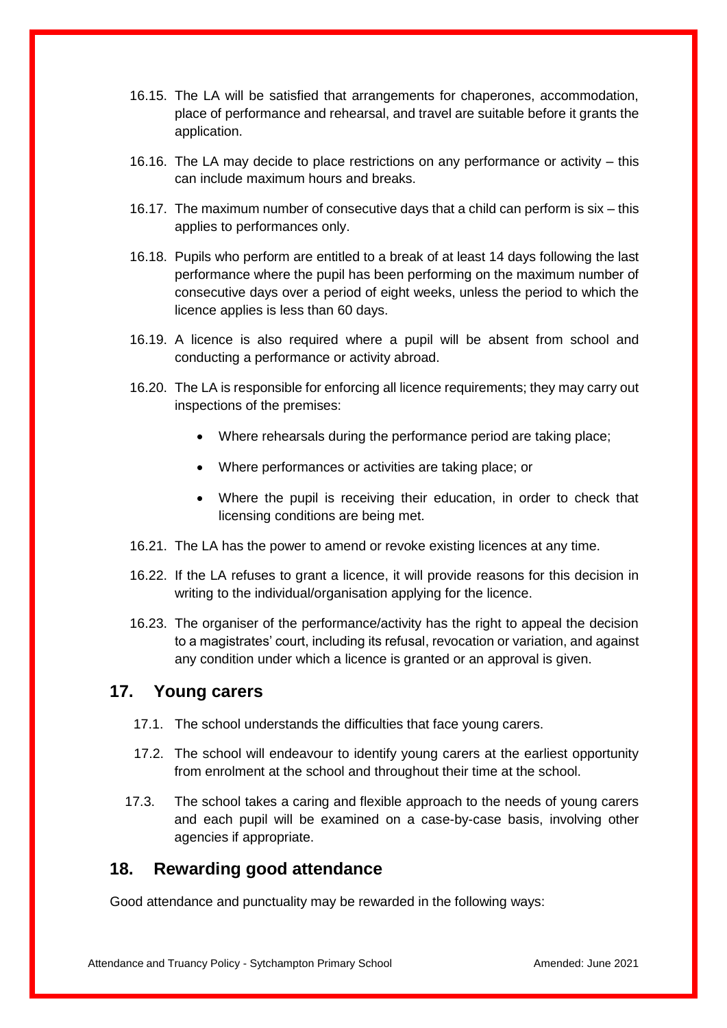16.15. The LA will be satisfied that arrangements for chaperones, accommodation, place of performance and rehearsal, and travel are suitable before it grants the application.

16.16. The LA may decide to place restrictions on any performance or activity – this can include maximum hours and breaks.

16.17. The maximum number of consecutive days that a child can perform is six – this applies to performances only.

16.18. Pupils who perform are entitled to a break of at least 14 days following the last performance where the pupil has been performing on the maximum number of consecutive days over a period of eight weeks, unless the period to which the licence applies is less than 60 days.

16.19. A licence is also required where a pupil will be absent from school and conducting a performance or activity abroad.

16.20. The LA is responsible for enforcing all licence requirements; they may carry out inspections of the premises:

- Where rehearsals during the performance period are taking place;
- Where performances or activities are taking place; or
- Where the pupil is receiving their education, in order to check that licensing conditions are being met.

16.21. The LA has the power to amend or revoke existing licences at any time.

16.22. If the LA refuses to grant a licence, it will provide reasons for this decision in writing to the individual/organisation applying for the licence.

16.23. The organiser of the performance/activity has the right to appeal the decision to a magistrates' court, including its refusal, revocation or variation, and against any condition under which a licence is granted or an approval is given.

## 17. Young carers

17.1. The school understands the difficulties that face young carers.

17.2. The school will endeavour to identify young carers at the earliest opportunity from enrolment at the school and throughout their time at the school.

17.3. The school takes a caring and flexible approach to the needs of young carers and each pupil will be examined on a case-by-case basis, involving other agencies if appropriate.

## 18. Rewarding good attendance

Good attendance and punctuality may be rewarded in the following ways: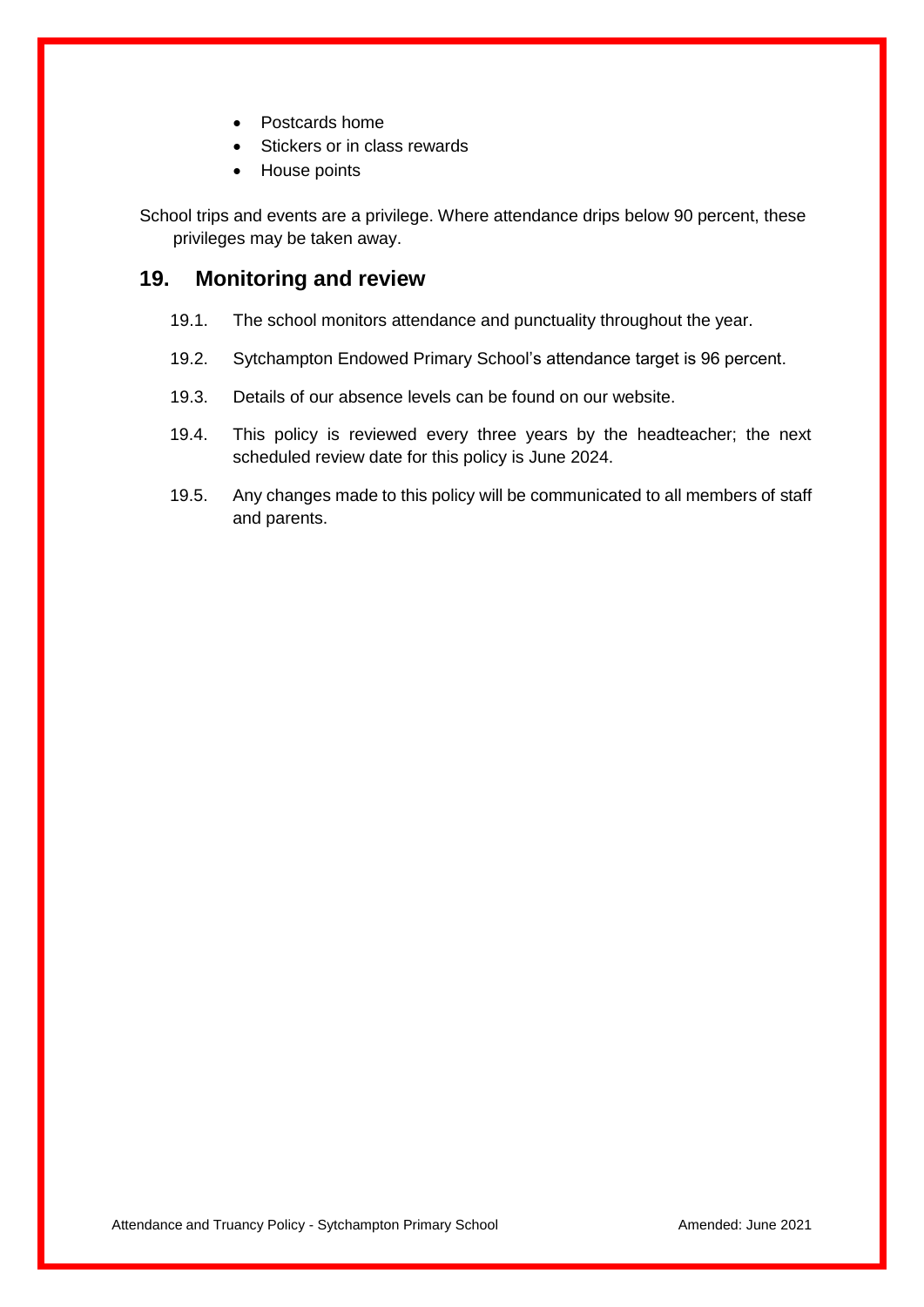- Postcards home
- Stickers or in class rewards
- House points

School trips and events are a privilege. Where attendance drips below 90 percent, these privileges may be taken away.

## 19. Monitoring and review

19.1. The school monitors attendance and punctuality throughout the year.

19.2. Sytchampton Endowed Primary School's attendance target is 96 percent.

19.3. Details of our absence levels can be found on our website.

19.4. This policy is reviewed every three years by the headteacher; the next scheduled review date for this policy is June 2024.

19.5. Any changes made to this policy will be communicated to all members of staff and parents.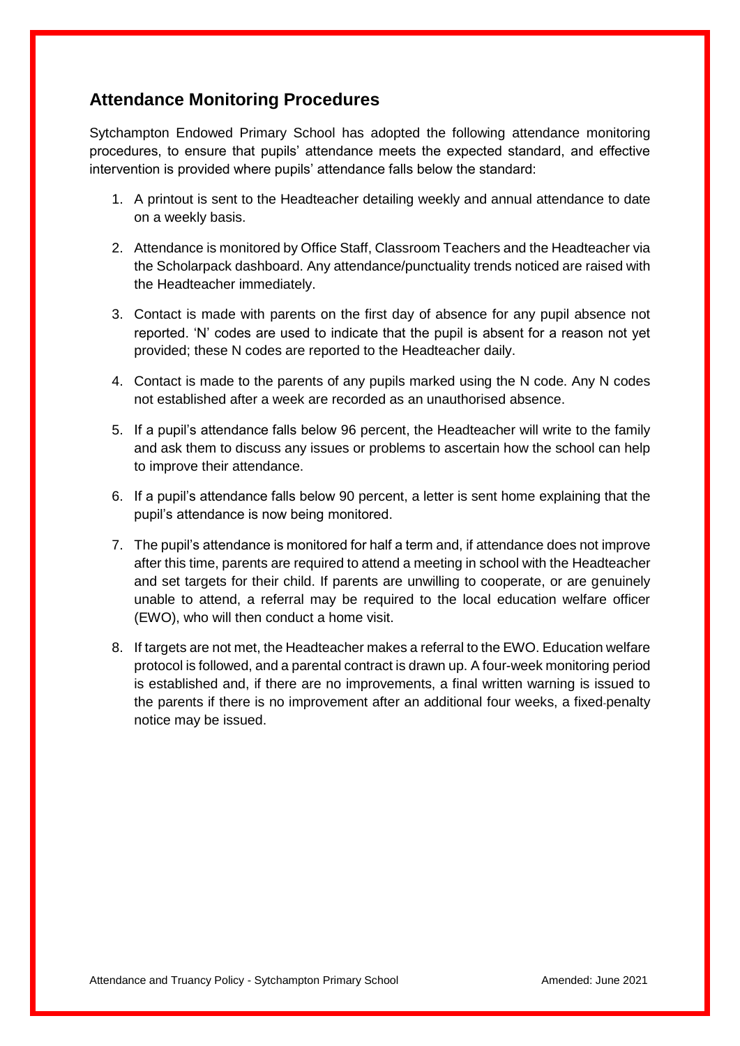## Attendance Monitoring Procedures

Sytchampton Endowed Primary School has adopted the following attendance monitoring procedures, to ensure that pupils' attendance meets the expected standard, and effective intervention is provided where pupils' attendance falls below the standard:

1. A printout is sent to the Headteacher detailing weekly and annual attendance to date on a weekly basis.
2. Attendance is monitored by Office Staff, Classroom Teachers and the Headteacher via the Scholarpack dashboard. Any attendance/punctuality trends noticed are raised with the Headteacher immediately.
3. Contact is made with parents on the first day of absence for any pupil absence not reported. 'N' codes are used to indicate that the pupil is absent for a reason not yet provided; these N codes are reported to the Headteacher daily.
4. Contact is made to the parents of any pupils marked using the N code. Any N codes not established after a week are recorded as an unauthorised absence.
5. If a pupil's attendance falls below 96 percent, the Headteacher will write to the family and ask them to discuss any issues or problems to ascertain how the school can help to improve their attendance.
6. If a pupil's attendance falls below 90 percent, a letter is sent home explaining that the pupil's attendance is now being monitored.
7. The pupil's attendance is monitored for half a term and, if attendance does not improve after this time, parents are required to attend a meeting in school with the Headteacher and set targets for their child. If parents are unwilling to cooperate, or are genuinely unable to attend, a referral may be required to the local education welfare officer (EWO), who will then conduct a home visit.
8. If targets are not met, the Headteacher makes a referral to the EWO. Education welfare protocol is followed, and a parental contract is drawn up. A four-week monitoring period is established and, if there are no improvements, a final written warning is issued to the parents if there is no improvement after an additional four weeks, a fixed-penalty notice may be issued.